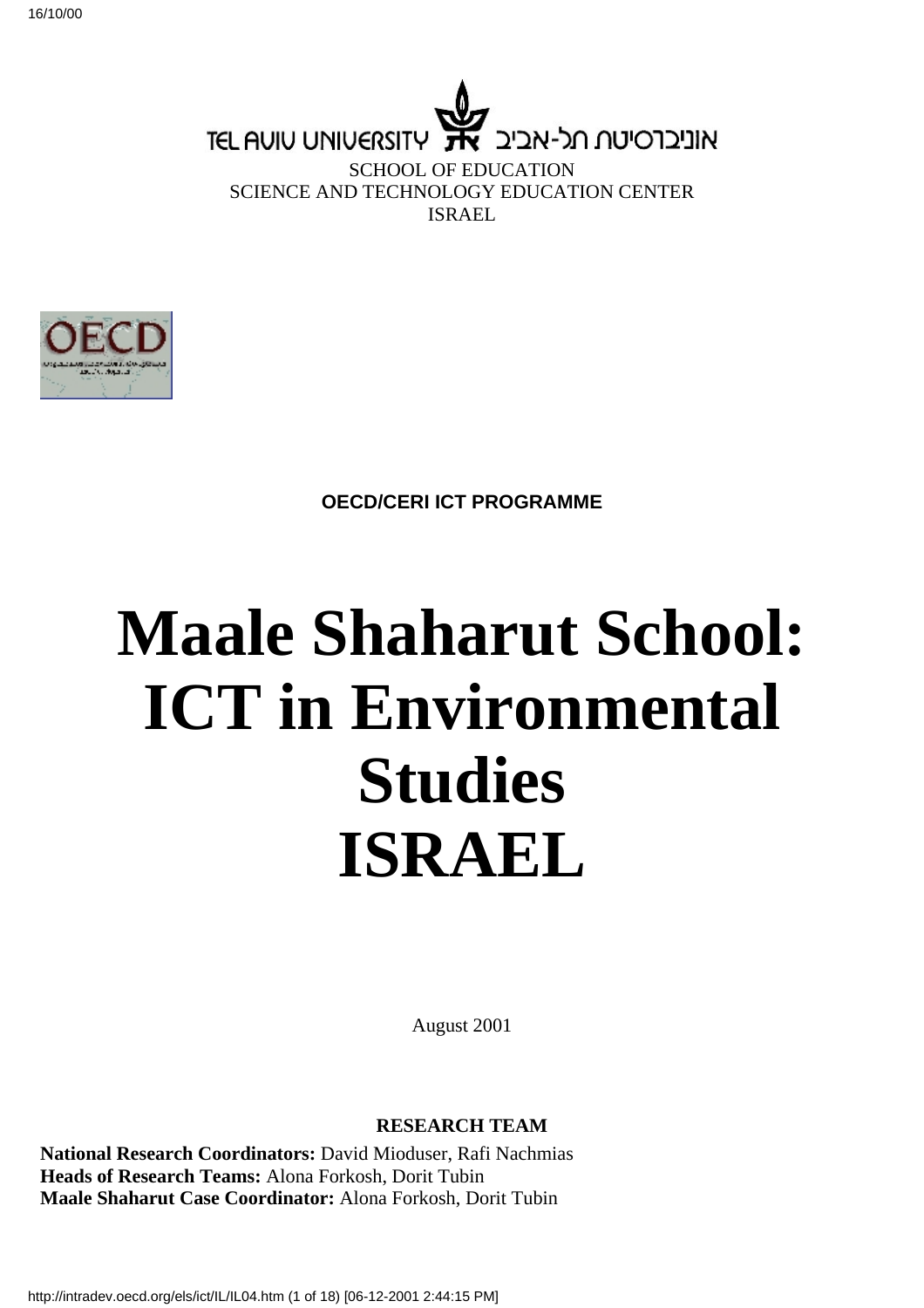TEL AVIU UNIVERSITY אוניברסיטת תל-אביב

SCHOOL OF EDUCATION
SCIENCE AND TECHNOLOGY EDUCATION CENTER
ISRAEL

**OECD/CERI ICT PROGRAMME**

# Maale Shaharut School: ICT in Environmental Studies ISRAEL

August 2001

**RESEARCH TEAM**

**National Research Coordinators:** David Mioduser, Rafi Nachmias
**Heads of Research Teams:** Alona Forkosh, Dorit Tubin
**Maale Shaharut Case Coordinator:** Alona Forkosh, Dorit Tubin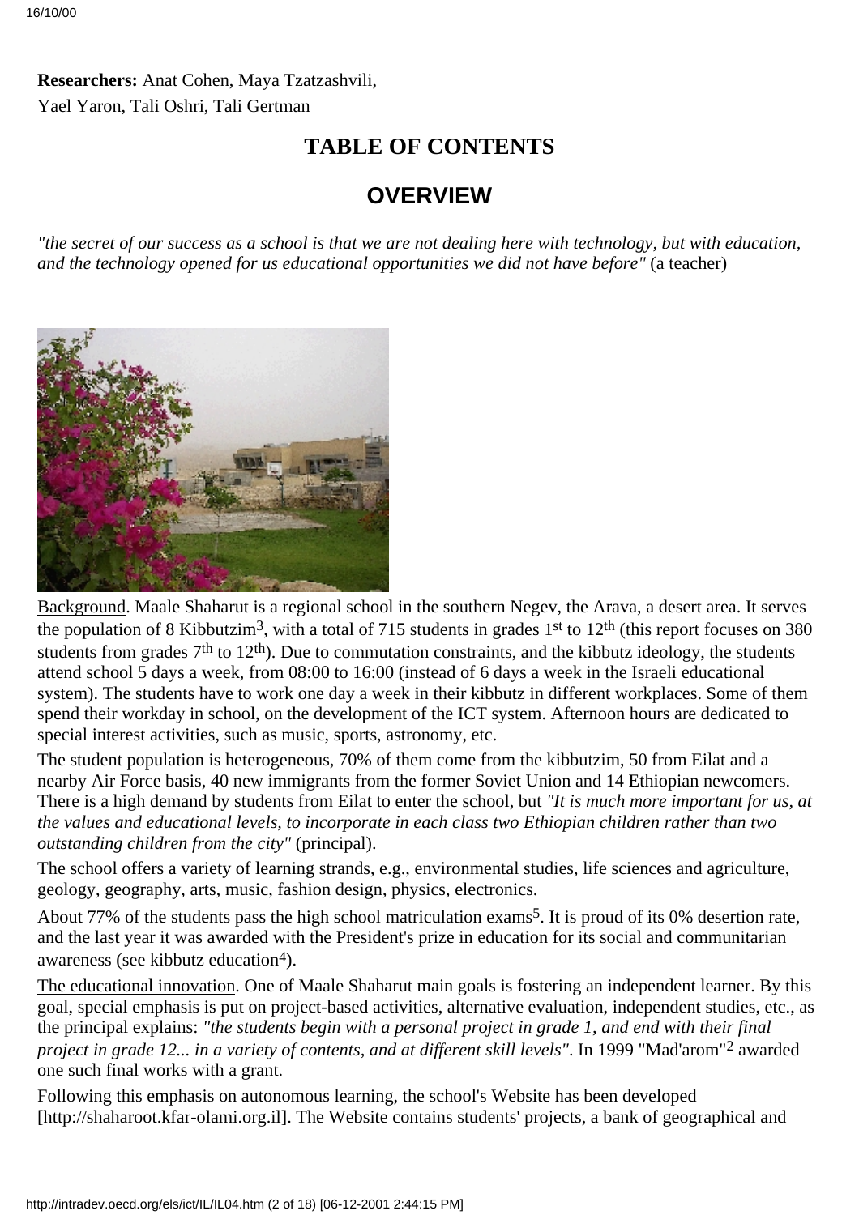**Researchers:** Anat Cohen, Maya Tzatzashvili, Yael Yaron, Tali Oshri, Tali Gertman

## TABLE OF CONTENTS

# OVERVIEW

*"the secret of our success as a school is that we are not dealing here with technology, but with education, and the technology opened for us educational opportunities we did not have before"* (a teacher)

Background. Maale Shaharut is a regional school in the southern Negev, the Arava, a desert area. It serves the population of 8 Kibbutzim[3], with a total of 715 students in grades 1st to 12th (this report focuses on 380 students from grades 7th to 12th). Due to commutation constraints, and the kibbutz ideology, the students attend school 5 days a week, from 08:00 to 16:00 (instead of 6 days a week in the Israeli educational system). The students have to work one day a week in their kibbutz in different workplaces. Some of them spend their workday in school, on the development of the ICT system. Afternoon hours are dedicated to special interest activities, such as music, sports, astronomy, etc.

The student population is heterogeneous, 70% of them come from the kibbutzim, 50 from Eilat and a nearby Air Force basis, 40 new immigrants from the former Soviet Union and 14 Ethiopian newcomers. There is a high demand by students from Eilat to enter the school, but *"It is much more important for us, at the values and educational levels, to incorporate in each class two Ethiopian children rather than two outstanding children from the city"* (principal).

The school offers a variety of learning strands, e.g., environmental studies, life sciences and agriculture, geology, geography, arts, music, fashion design, physics, electronics.

About 77% of the students pass the high school matriculation exams[5]. It is proud of its 0% desertion rate, and the last year it was awarded with the President's prize in education for its social and communitarian awareness (see kibbutz education[4]).

The educational innovation. One of Maale Shaharut main goals is fostering an independent learner. By this goal, special emphasis is put on project-based activities, alternative evaluation, independent studies, etc., as the principal explains: *"the students begin with a personal project in grade 1, and end with their final project in grade 12... in a variety of contents, and at different skill levels"*. In 1999 "Mad'arom"[2] awarded one such final works with a grant.

Following this emphasis on autonomous learning, the school's Website has been developed [http://shaharoot.kfar-olami.org.il]. The Website contains students' projects, a bank of geographical and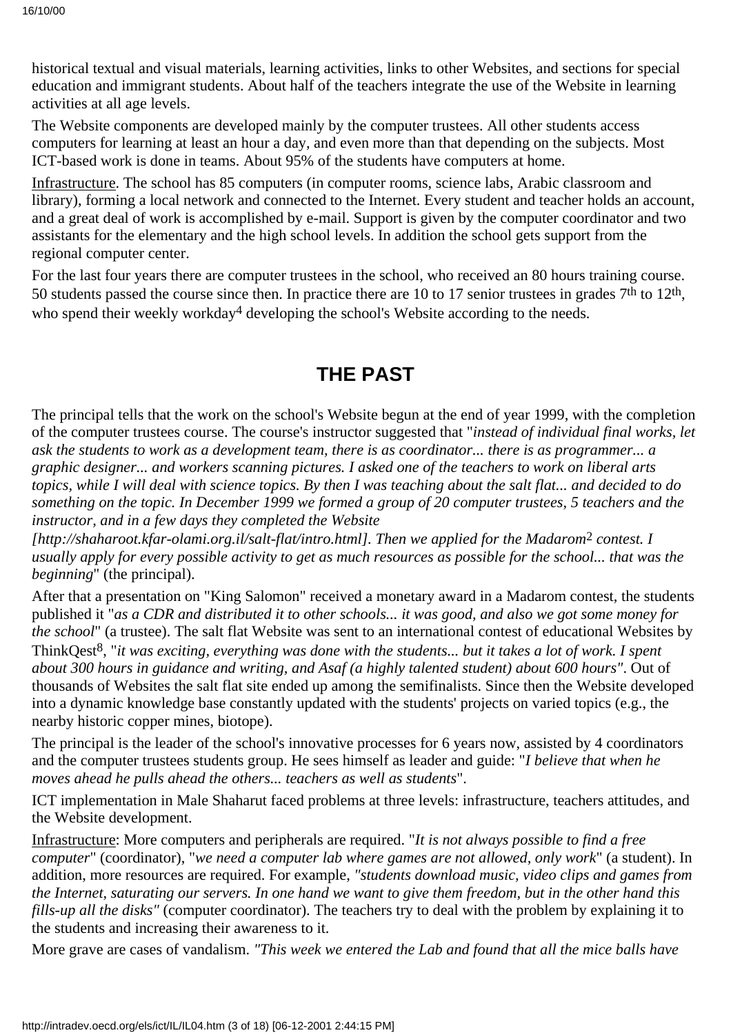historical textual and visual materials, learning activities, links to other Websites, and sections for special education and immigrant students. About half of the teachers integrate the use of the Website in learning activities at all age levels.

The Website components are developed mainly by the computer trustees. All other students access computers for learning at least an hour a day, and even more than that depending on the subjects. Most ICT-based work is done in teams. About 95% of the students have computers at home.

Infrastructure. The school has 85 computers (in computer rooms, science labs, Arabic classroom and library), forming a local network and connected to the Internet. Every student and teacher holds an account, and a great deal of work is accomplished by e-mail. Support is given by the computer coordinator and two assistants for the elementary and the high school levels. In addition the school gets support from the regional computer center.

For the last four years there are computer trustees in the school, who received an 80 hours training course. 50 students passed the course since then. In practice there are 10 to 17 senior trustees in grades 7th to 12th, who spend their weekly workday[4] developing the school's Website according to the needs.

## THE PAST

The principal tells that the work on the school's Website begun at the end of year 1999, with the completion of the computer trustees course. The course's instructor suggested that "*instead of individual final works, let ask the students to work as a development team, there is as coordinator... there is as programmer... a graphic designer... and workers scanning pictures. I asked one of the teachers to work on liberal arts topics, while I will deal with science topics. By then I was teaching about the salt flat... and decided to do something on the topic. In December 1999 we formed a group of 20 computer trustees, 5 teachers and the instructor, and in a few days they completed the Website [http://shaharoot.kfar-olami.org.il/salt-flat/intro.html]. Then we applied for the Madarom*[2] *contest. I usually apply for every possible activity to get as much resources as possible for the school... that was the beginning*" (the principal).

After that a presentation on "King Salomon" received a monetary award in a Madarom contest, the students published it "*as a CDR and distributed it to other schools... it was good, and also we got some money for the school*" (a trustee). The salt flat Website was sent to an international contest of educational Websites by ThinkQest[8], "*it was exciting, everything was done with the students... but it takes a lot of work. I spent about 300 hours in guidance and writing, and Asaf (a highly talented student) about 600 hours"*. Out of thousands of Websites the salt flat site ended up among the semifinalists. Since then the Website developed into a dynamic knowledge base constantly updated with the students' projects on varied topics (e.g., the nearby historic copper mines, biotope).

The principal is the leader of the school's innovative processes for 6 years now, assisted by 4 coordinators and the computer trustees students group. He sees himself as leader and guide: "*I believe that when he moves ahead he pulls ahead the others... teachers as well as students*".

ICT implementation in Male Shaharut faced problems at three levels: infrastructure, teachers attitudes, and the Website development.

Infrastructure: More computers and peripherals are required. "*It is not always possible to find a free computer*" (coordinator), "*we need a computer lab where games are not allowed, only work*" (a student). In addition, more resources are required. For example, *"students download music, video clips and games from the Internet, saturating our servers. In one hand we want to give them freedom, but in the other hand this fills-up all the disks"* (computer coordinator). The teachers try to deal with the problem by explaining it to the students and increasing their awareness to it.

More grave are cases of vandalism. *"This week we entered the Lab and found that all the mice balls have*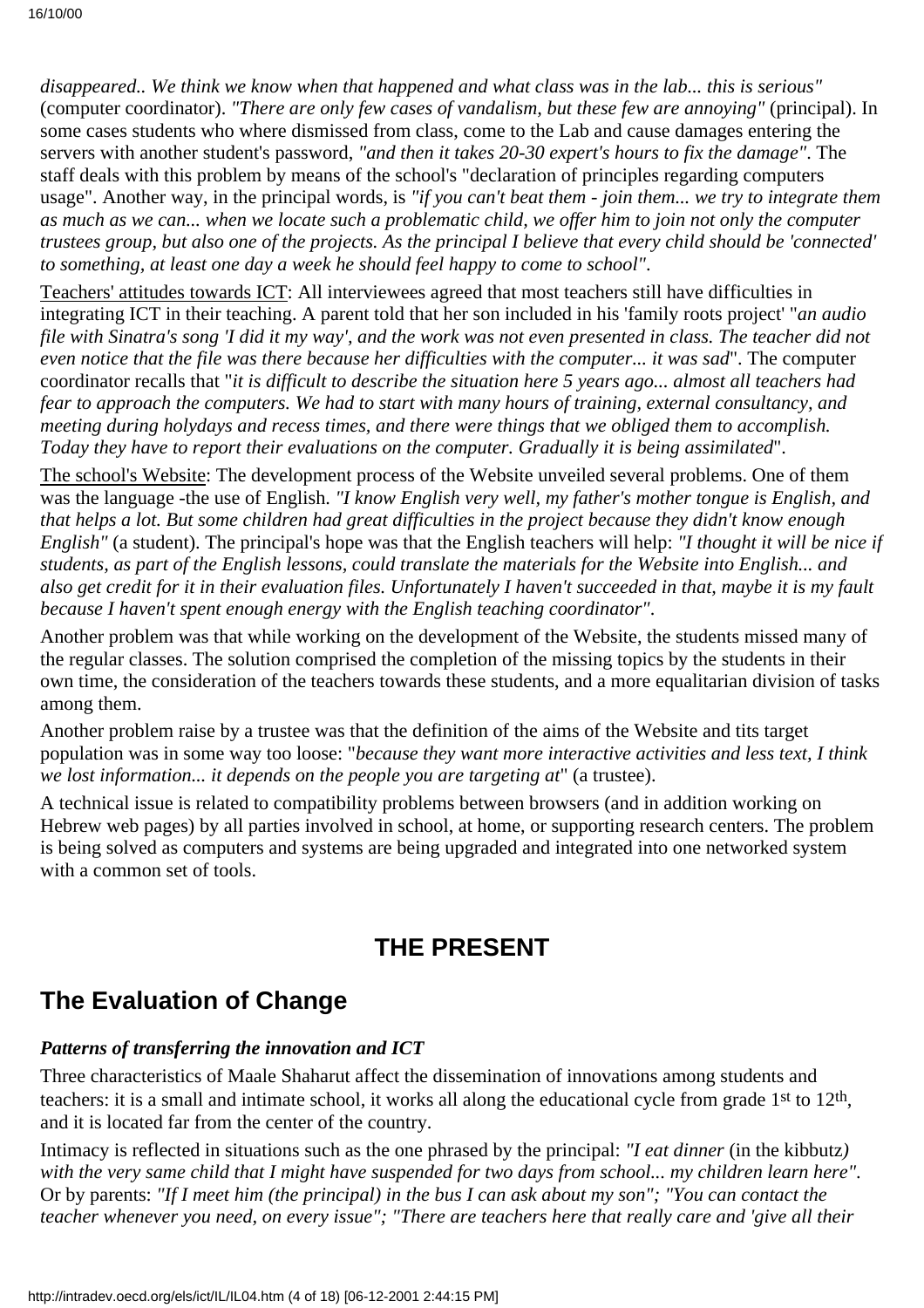*disappeared.. We think we know when that happened and what class was in the lab... this is serious"* (computer coordinator). *"There are only few cases of vandalism, but these few are annoying"* (principal). In some cases students who where dismissed from class, come to the Lab and cause damages entering the servers with another student's password, *"and then it takes 20-30 expert's hours to fix the damage"*. The staff deals with this problem by means of the school's "declaration of principles regarding computers usage". Another way, in the principal words, is *"if you can't beat them - join them... we try to integrate them as much as we can... when we locate such a problematic child, we offer him to join not only the computer trustees group, but also one of the projects. As the principal I believe that every child should be 'connected' to something, at least one day a week he should feel happy to come to school"*.

Teachers' attitudes towards ICT: All interviewees agreed that most teachers still have difficulties in integrating ICT in their teaching. A parent told that her son included in his 'family roots project' "*an audio file with Sinatra's song 'I did it my way', and the work was not even presented in class. The teacher did not even notice that the file was there because her difficulties with the computer... it was sad*". The computer coordinator recalls that "*it is difficult to describe the situation here 5 years ago... almost all teachers had fear to approach the computers. We had to start with many hours of training, external consultancy, and meeting during holydays and recess times, and there were things that we obliged them to accomplish. Today they have to report their evaluations on the computer. Gradually it is being assimilated*".

The school's Website: The development process of the Website unveiled several problems. One of them was the language -the use of English. *"I know English very well, my father's mother tongue is English, and that helps a lot. But some children had great difficulties in the project because they didn't know enough English"* (a student). The principal's hope was that the English teachers will help: *"I thought it will be nice if students, as part of the English lessons, could translate the materials for the Website into English... and also get credit for it in their evaluation files. Unfortunately I haven't succeeded in that, maybe it is my fault because I haven't spent enough energy with the English teaching coordinator"*.

Another problem was that while working on the development of the Website, the students missed many of the regular classes. The solution comprised the completion of the missing topics by the students in their own time, the consideration of the teachers towards these students, and a more equalitarian division of tasks among them.

Another problem raise by a trustee was that the definition of the aims of the Website and tits target population was in some way too loose: "*because they want more interactive activities and less text, I think we lost information... it depends on the people you are targeting at*" (a trustee).

A technical issue is related to compatibility problems between browsers (and in addition working on Hebrew web pages) by all parties involved in school, at home, or supporting research centers. The problem is being solved as computers and systems are being upgraded and integrated into one networked system with a common set of tools.

# THE PRESENT

## The Evaluation of Change

### *Patterns of transferring the innovation and ICT*

Three characteristics of Maale Shaharut affect the dissemination of innovations among students and teachers: it is a small and intimate school, it works all along the educational cycle from grade 1st to 12th, and it is located far from the center of the country.

Intimacy is reflected in situations such as the one phrased by the principal: *"I eat dinner* (in the kibbutz*) with the very same child that I might have suspended for two days from school... my children learn here"*. Or by parents: *"If I meet him (the principal) in the bus I can ask about my son"; "You can contact the teacher whenever you need, on every issue"; "There are teachers here that really care and 'give all their*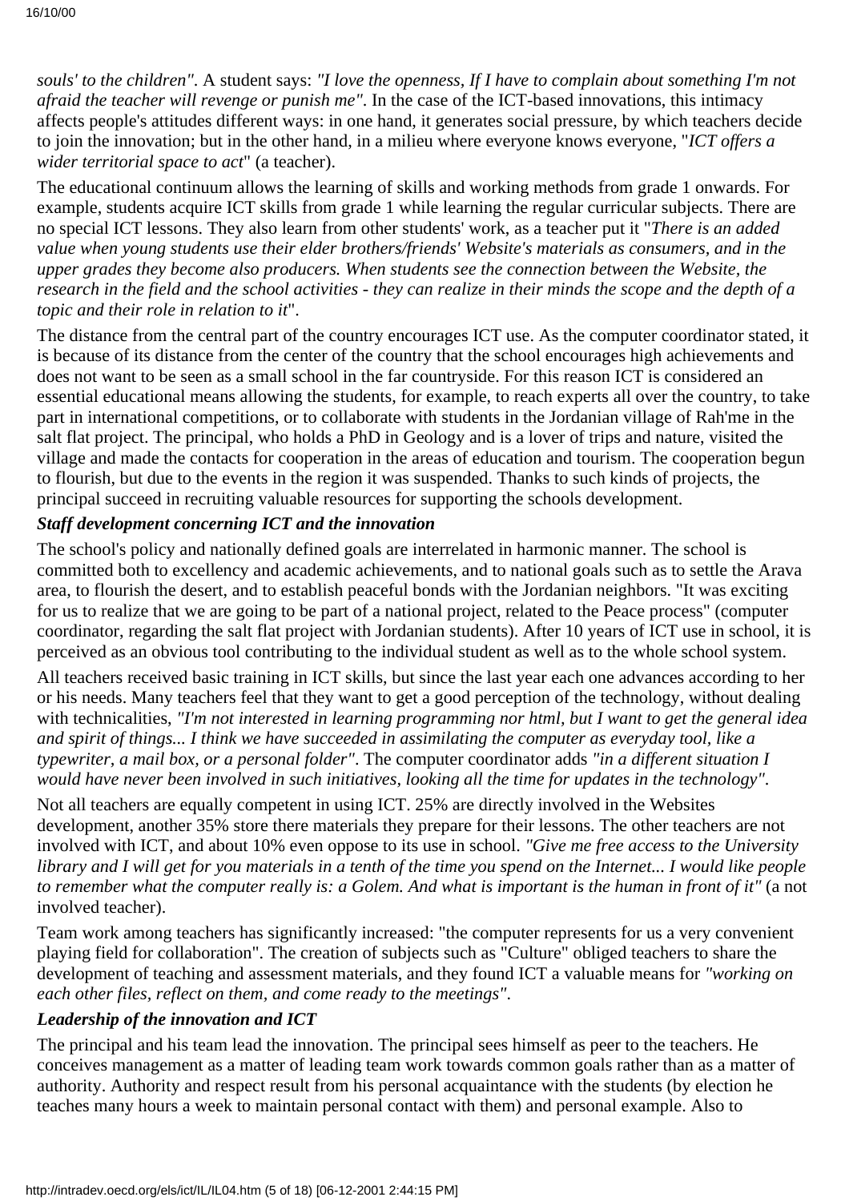*souls' to the children"*. A student says: *"I love the openness, If I have to complain about something I'm not afraid the teacher will revenge or punish me"*. In the case of the ICT-based innovations, this intimacy affects people's attitudes different ways: in one hand, it generates social pressure, by which teachers decide to join the innovation; but in the other hand, in a milieu where everyone knows everyone, "*ICT offers a wider territorial space to act*" (a teacher).

The educational continuum allows the learning of skills and working methods from grade 1 onwards. For example, students acquire ICT skills from grade 1 while learning the regular curricular subjects. There are no special ICT lessons. They also learn from other students' work, as a teacher put it "*There is an added value when young students use their elder brothers/friends' Website's materials as consumers, and in the upper grades they become also producers. When students see the connection between the Website, the research in the field and the school activities - they can realize in their minds the scope and the depth of a topic and their role in relation to it*".

The distance from the central part of the country encourages ICT use. As the computer coordinator stated, it is because of its distance from the center of the country that the school encourages high achievements and does not want to be seen as a small school in the far countryside. For this reason ICT is considered an essential educational means allowing the students, for example, to reach experts all over the country, to take part in international competitions, or to collaborate with students in the Jordanian village of Rah'me in the salt flat project. The principal, who holds a PhD in Geology and is a lover of trips and nature, visited the village and made the contacts for cooperation in the areas of education and tourism. The cooperation begun to flourish, but due to the events in the region it was suspended. Thanks to such kinds of projects, the principal succeed in recruiting valuable resources for supporting the schools development.

***Staff development concerning ICT and the innovation***

The school's policy and nationally defined goals are interrelated in harmonic manner. The school is committed both to excellency and academic achievements, and to national goals such as to settle the Arava area, to flourish the desert, and to establish peaceful bonds with the Jordanian neighbors. "It was exciting for us to realize that we are going to be part of a national project, related to the Peace process" (computer coordinator, regarding the salt flat project with Jordanian students). After 10 years of ICT use in school, it is perceived as an obvious tool contributing to the individual student as well as to the whole school system.

All teachers received basic training in ICT skills, but since the last year each one advances according to her or his needs. Many teachers feel that they want to get a good perception of the technology, without dealing with technicalities, *"I'm not interested in learning programming nor html, but I want to get the general idea and spirit of things... I think we have succeeded in assimilating the computer as everyday tool, like a typewriter, a mail box, or a personal folder"*. The computer coordinator adds *"in a different situation I would have never been involved in such initiatives, looking all the time for updates in the technology"*.

Not all teachers are equally competent in using ICT. 25% are directly involved in the Websites development, another 35% store there materials they prepare for their lessons. The other teachers are not involved with ICT, and about 10% even oppose to its use in school. *"Give me free access to the University library and I will get for you materials in a tenth of the time you spend on the Internet... I would like people to remember what the computer really is: a Golem. And what is important is the human in front of it"* (a not involved teacher).

Team work among teachers has significantly increased: "the computer represents for us a very convenient playing field for collaboration". The creation of subjects such as "Culture" obliged teachers to share the development of teaching and assessment materials, and they found ICT a valuable means for *"working on each other files, reflect on them, and come ready to the meetings"*.

***Leadership of the innovation and ICT***

The principal and his team lead the innovation. The principal sees himself as peer to the teachers. He conceives management as a matter of leading team work towards common goals rather than as a matter of authority. Authority and respect result from his personal acquaintance with the students (by election he teaches many hours a week to maintain personal contact with them) and personal example. Also to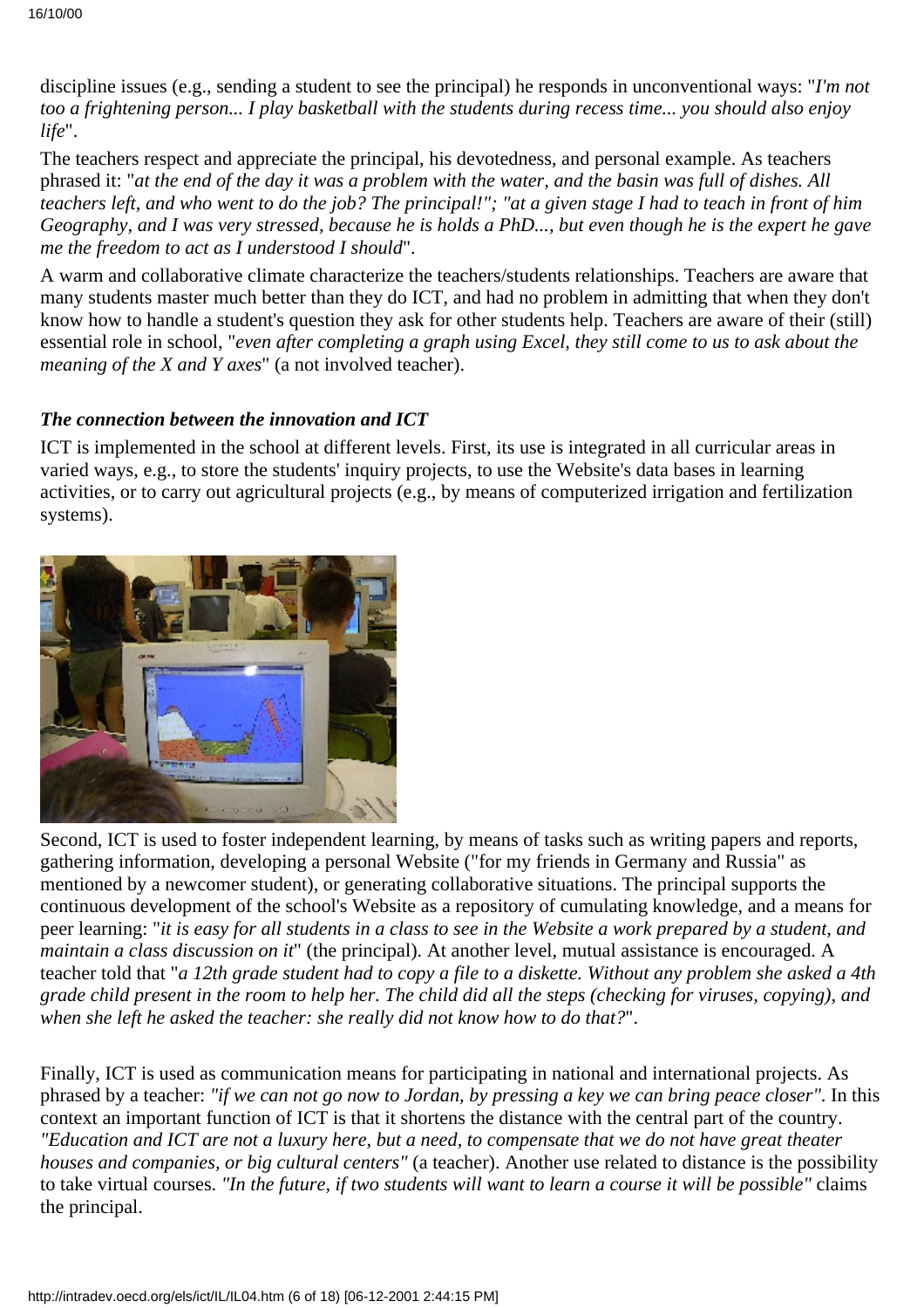discipline issues (e.g., sending a student to see the principal) he responds in unconventional ways: "*I'm not too a frightening person... I play basketball with the students during recess time... you should also enjoy life*".

The teachers respect and appreciate the principal, his devotedness, and personal example. As teachers phrased it: "*at the end of the day it was a problem with the water, and the basin was full of dishes. All teachers left, and who went to do the job? The principal!"; "at a given stage I had to teach in front of him Geography, and I was very stressed, because he is holds a PhD..., but even though he is the expert he gave me the freedom to act as I understood I should*".

A warm and collaborative climate characterize the teachers/students relationships. Teachers are aware that many students master much better than they do ICT, and had no problem in admitting that when they don't know how to handle a student's question they ask for other students help. Teachers are aware of their (still) essential role in school, "*even after completing a graph using Excel, they still come to us to ask about the meaning of the X and Y axes*" (a not involved teacher).

### *The connection between the innovation and ICT*

ICT is implemented in the school at different levels. First, its use is integrated in all curricular areas in varied ways, e.g., to store the students' inquiry projects, to use the Website's data bases in learning activities, or to carry out agricultural projects (e.g., by means of computerized irrigation and fertilization systems).

Second, ICT is used to foster independent learning, by means of tasks such as writing papers and reports, gathering information, developing a personal Website ("for my friends in Germany and Russia" as mentioned by a newcomer student), or generating collaborative situations. The principal supports the continuous development of the school's Website as a repository of cumulating knowledge, and a means for peer learning: "*it is easy for all students in a class to see in the Website a work prepared by a student, and maintain a class discussion on it*" (the principal). At another level, mutual assistance is encouraged. A teacher told that "*a 12th grade student had to copy a file to a diskette. Without any problem she asked a 4th grade child present in the room to help her. The child did all the steps (checking for viruses, copying), and when she left he asked the teacher: she really did not know how to do that?*".

Finally, ICT is used as communication means for participating in national and international projects. As phrased by a teacher: *"if we can not go now to Jordan, by pressing a key we can bring peace closer"*. In this context an important function of ICT is that it shortens the distance with the central part of the country. *"Education and ICT are not a luxury here, but a need, to compensate that we do not have great theater houses and companies, or big cultural centers"* (a teacher). Another use related to distance is the possibility to take virtual courses. *"In the future, if two students will want to learn a course it will be possible"* claims the principal.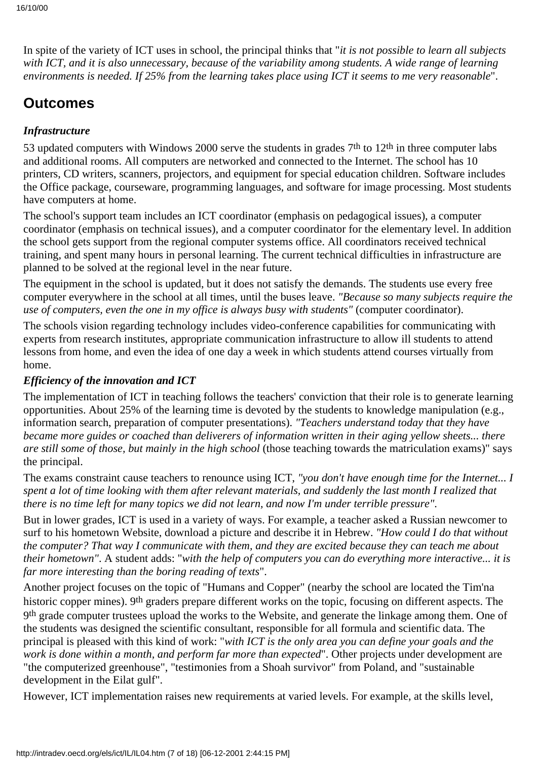In spite of the variety of ICT uses in school, the principal thinks that "*it is not possible to learn all subjects with ICT, and it is also unnecessary, because of the variability among students. A wide range of learning environments is needed. If 25% from the learning takes place using ICT it seems to me very reasonable*".

## Outcomes

### *Infrastructure*

53 updated computers with Windows 2000 serve the students in grades 7th to 12th in three computer labs and additional rooms. All computers are networked and connected to the Internet. The school has 10 printers, CD writers, scanners, projectors, and equipment for special education children. Software includes the Office package, courseware, programming languages, and software for image processing. Most students have computers at home.

The school's support team includes an ICT coordinator (emphasis on pedagogical issues), a computer coordinator (emphasis on technical issues), and a computer coordinator for the elementary level. In addition the school gets support from the regional computer systems office. All coordinators received technical training, and spent many hours in personal learning. The current technical difficulties in infrastructure are planned to be solved at the regional level in the near future.

The equipment in the school is updated, but it does not satisfy the demands. The students use every free computer everywhere in the school at all times, until the buses leave. *"Because so many subjects require the use of computers, even the one in my office is always busy with students"* (computer coordinator).

The schools vision regarding technology includes video-conference capabilities for communicating with experts from research institutes, appropriate communication infrastructure to allow ill students to attend lessons from home, and even the idea of one day a week in which students attend courses virtually from home.

### *Efficiency of the innovation and ICT*

The implementation of ICT in teaching follows the teachers' conviction that their role is to generate learning opportunities. About 25% of the learning time is devoted by the students to knowledge manipulation (e.g., information search, preparation of computer presentations). *"Teachers understand today that they have became more guides or coached than deliverers of information written in their aging yellow sheets... there are still some of those, but mainly in the high school* (those teaching towards the matriculation exams)" says the principal.

The exams constraint cause teachers to renounce using ICT, *"you don't have enough time for the Internet... I spent a lot of time looking with them after relevant materials, and suddenly the last month I realized that there is no time left for many topics we did not learn, and now I'm under terrible pressure"*.

But in lower grades, ICT is used in a variety of ways. For example, a teacher asked a Russian newcomer to surf to his hometown Website, download a picture and describe it in Hebrew. *"How could I do that without the computer? That way I communicate with them, and they are excited because they can teach me about their hometown"*. A student adds: "*with the help of computers you can do everything more interactive... it is far more interesting than the boring reading of texts*".

Another project focuses on the topic of "Humans and Copper" (nearby the school are located the Tim'na historic copper mines). 9th graders prepare different works on the topic, focusing on different aspects. The 9th grade computer trustees upload the works to the Website, and generate the linkage among them. One of the students was designed the scientific consultant, responsible for all formula and scientific data. The principal is pleased with this kind of work: "*with ICT is the only area you can define your goals and the work is done within a month, and perform far more than expected*". Other projects under development are "the computerized greenhouse", "testimonies from a Shoah survivor" from Poland, and "sustainable development in the Eilat gulf".

However, ICT implementation raises new requirements at varied levels. For example, at the skills level,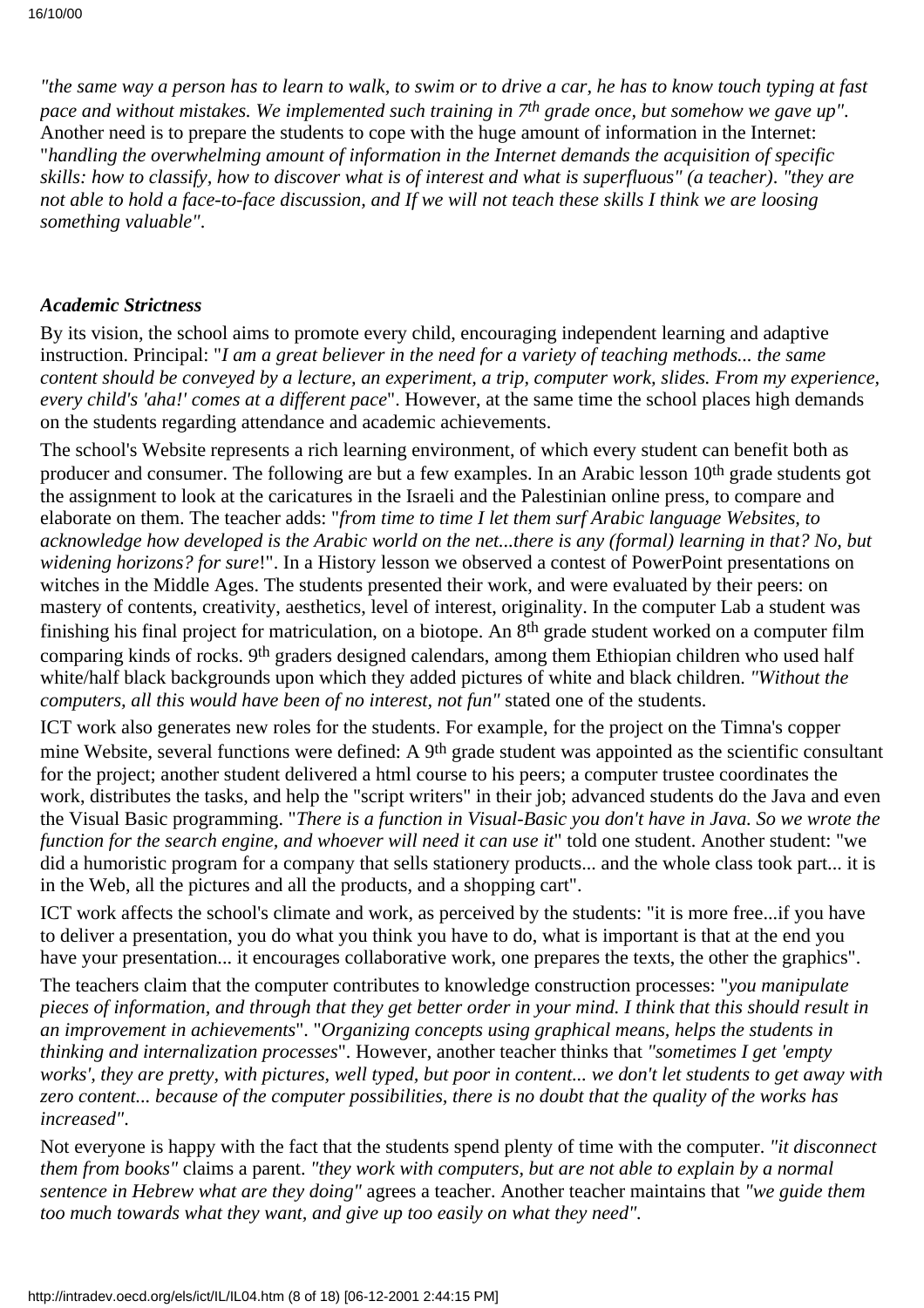*"the same way a person has to learn to walk, to swim or to drive a car, he has to know touch typing at fast pace and without mistakes. We implemented such training in 7th grade once, but somehow we gave up"*. Another need is to prepare the students to cope with the huge amount of information in the Internet: "*handling the overwhelming amount of information in the Internet demands the acquisition of specific skills: how to classify, how to discover what is of interest and what is superfluous" (a teacher). "they are not able to hold a face-to-face discussion, and If we will not teach these skills I think we are loosing something valuable"*.

### *Academic Strictness*

By its vision, the school aims to promote every child, encouraging independent learning and adaptive instruction. Principal: "*I am a great believer in the need for a variety of teaching methods... the same content should be conveyed by a lecture, an experiment, a trip, computer work, slides. From my experience, every child's 'aha!' comes at a different pace*". However, at the same time the school places high demands on the students regarding attendance and academic achievements.

The school's Website represents a rich learning environment, of which every student can benefit both as producer and consumer. The following are but a few examples. In an Arabic lesson 10th grade students got the assignment to look at the caricatures in the Israeli and the Palestinian online press, to compare and elaborate on them. The teacher adds: "*from time to time I let them surf Arabic language Websites, to acknowledge how developed is the Arabic world on the net...there is any (formal) learning in that? No, but widening horizons? for sure*!". In a History lesson we observed a contest of PowerPoint presentations on witches in the Middle Ages. The students presented their work, and were evaluated by their peers: on mastery of contents, creativity, aesthetics, level of interest, originality. In the computer Lab a student was finishing his final project for matriculation, on a biotope. An 8th grade student worked on a computer film comparing kinds of rocks. 9th graders designed calendars, among them Ethiopian children who used half white/half black backgrounds upon which they added pictures of white and black children. *"Without the computers, all this would have been of no interest, not fun"* stated one of the students.

ICT work also generates new roles for the students. For example, for the project on the Timna's copper mine Website, several functions were defined: A 9th grade student was appointed as the scientific consultant for the project; another student delivered a html course to his peers; a computer trustee coordinates the work, distributes the tasks, and help the "script writers" in their job; advanced students do the Java and even the Visual Basic programming. "*There is a function in Visual-Basic you don't have in Java. So we wrote the function for the search engine, and whoever will need it can use it*" told one student. Another student: "we did a humoristic program for a company that sells stationery products... and the whole class took part... it is in the Web, all the pictures and all the products, and a shopping cart".

ICT work affects the school's climate and work, as perceived by the students: "it is more free...if you have to deliver a presentation, you do what you think you have to do, what is important is that at the end you have your presentation... it encourages collaborative work, one prepares the texts, the other the graphics".

The teachers claim that the computer contributes to knowledge construction processes: "*you manipulate pieces of information, and through that they get better order in your mind. I think that this should result in an improvement in achievements*". "*Organizing concepts using graphical means, helps the students in thinking and internalization processes*". However, another teacher thinks that *"sometimes I get 'empty works', they are pretty, with pictures, well typed, but poor in content... we don't let students to get away with zero content... because of the computer possibilities, there is no doubt that the quality of the works has increased"*.

Not everyone is happy with the fact that the students spend plenty of time with the computer. *"it disconnect them from books"* claims a parent. *"they work with computers, but are not able to explain by a normal sentence in Hebrew what are they doing"* agrees a teacher. Another teacher maintains that *"we guide them too much towards what they want, and give up too easily on what they need"*.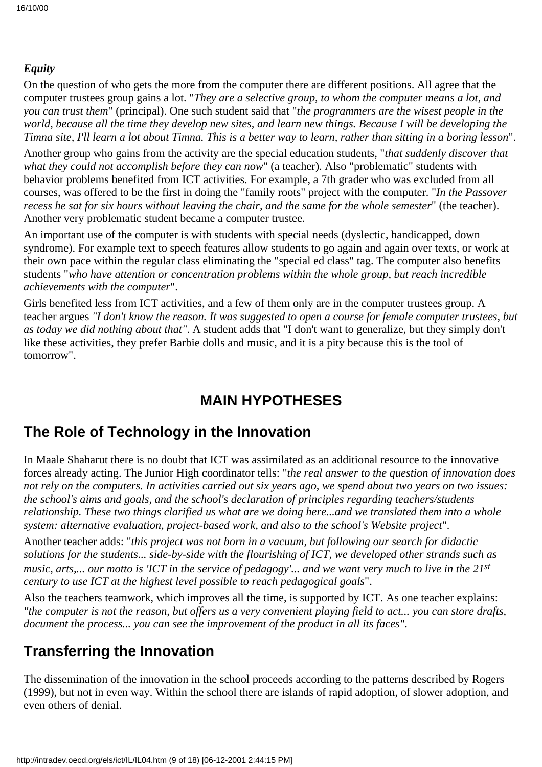### *Equity*

On the question of who gets the more from the computer there are different positions. All agree that the computer trustees group gains a lot. "*They are a selective group, to whom the computer means a lot, and you can trust them*" (principal). One such student said that "*the programmers are the wisest people in the world, because all the time they develop new sites, and learn new things. Because I will be developing the Timna site, I'll learn a lot about Timna. This is a better way to learn, rather than sitting in a boring lesson*".

Another group who gains from the activity are the special education students, "*that suddenly discover that what they could not accomplish before they can now*" (a teacher). Also "problematic" students with behavior problems benefited from ICT activities. For example, a 7th grader who was excluded from all courses, was offered to be the first in doing the "family roots" project with the computer. "*In the Passover recess he sat for six hours without leaving the chair, and the same for the whole semester*" (the teacher). Another very problematic student became a computer trustee.

An important use of the computer is with students with special needs (dyslectic, handicapped, down syndrome). For example text to speech features allow students to go again and again over texts, or work at their own pace within the regular class eliminating the "special ed class" tag. The computer also benefits students "*who have attention or concentration problems within the whole group, but reach incredible achievements with the computer*".

Girls benefited less from ICT activities, and a few of them only are in the computer trustees group. A teacher argues *"I don't know the reason. It was suggested to open a course for female computer trustees, but as today we did nothing about that"*. A student adds that "I don't want to generalize, but they simply don't like these activities, they prefer Barbie dolls and music, and it is a pity because this is the tool of tomorrow".

# MAIN HYPOTHESES

## The Role of Technology in the Innovation

In Maale Shaharut there is no doubt that ICT was assimilated as an additional resource to the innovative forces already acting. The Junior High coordinator tells: "*the real answer to the question of innovation does not rely on the computers. In activities carried out six years ago, we spend about two years on two issues: the school's aims and goals, and the school's declaration of principles regarding teachers/students relationship. These two things clarified us what are we doing here...and we translated them into a whole system: alternative evaluation, project-based work, and also to the school's Website project*".

Another teacher adds: "*this project was not born in a vacuum, but following our search for didactic solutions for the students... side-by-side with the flourishing of ICT, we developed other strands such as music, arts,... our motto is 'ICT in the service of pedagogy'... and we want very much to live in the 21st century to use ICT at the highest level possible to reach pedagogical goals*".

Also the teachers teamwork, which improves all the time, is supported by ICT. As one teacher explains: *"the computer is not the reason, but offers us a very convenient playing field to act... you can store drafts, document the process... you can see the improvement of the product in all its faces"*.

## Transferring the Innovation

The dissemination of the innovation in the school proceeds according to the patterns described by Rogers (1999), but not in even way. Within the school there are islands of rapid adoption, of slower adoption, and even others of denial.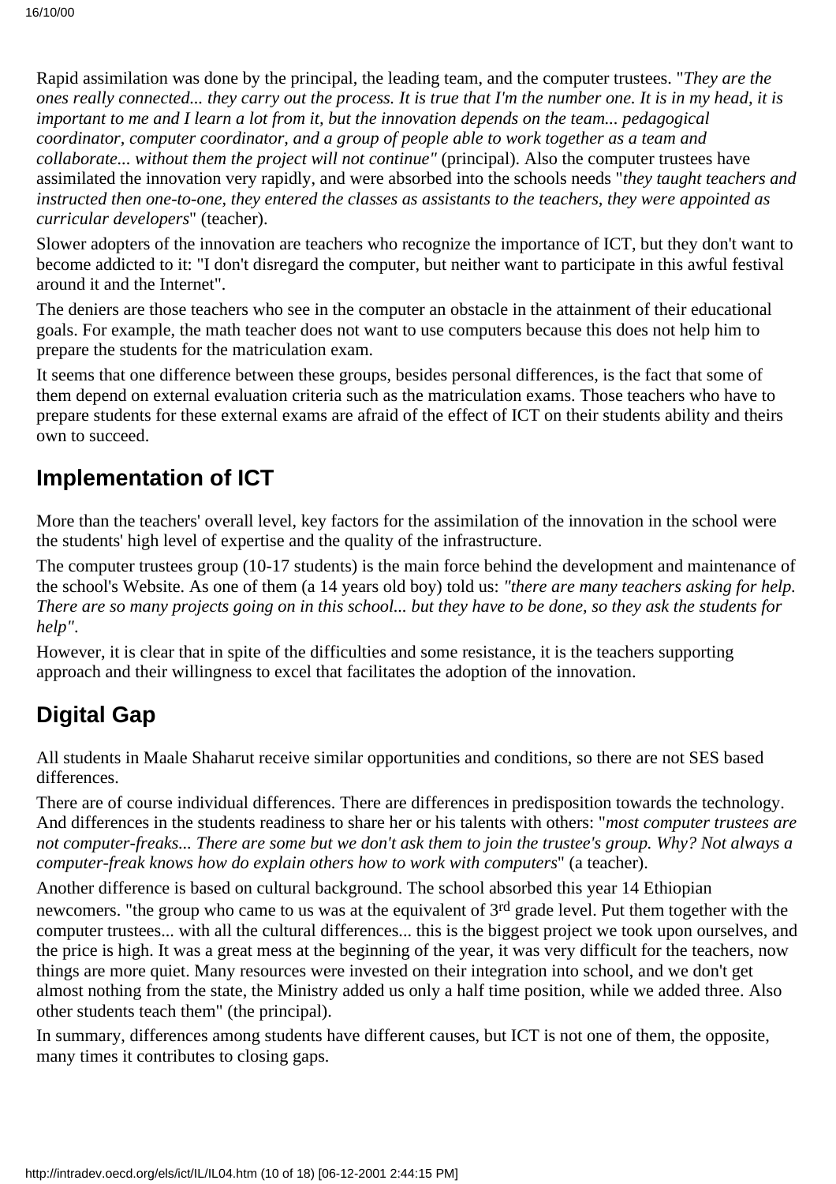Rapid assimilation was done by the principal, the leading team, and the computer trustees. "*They are the ones really connected... they carry out the process. It is true that I'm the number one. It is in my head, it is important to me and I learn a lot from it, but the innovation depends on the team... pedagogical coordinator, computer coordinator, and a group of people able to work together as a team and collaborate... without them the project will not continue"* (principal). Also the computer trustees have assimilated the innovation very rapidly, and were absorbed into the schools needs "*they taught teachers and instructed then one-to-one, they entered the classes as assistants to the teachers, they were appointed as curricular developers*" (teacher).

Slower adopters of the innovation are teachers who recognize the importance of ICT, but they don't want to become addicted to it: "I don't disregard the computer, but neither want to participate in this awful festival around it and the Internet".

The deniers are those teachers who see in the computer an obstacle in the attainment of their educational goals. For example, the math teacher does not want to use computers because this does not help him to prepare the students for the matriculation exam.

It seems that one difference between these groups, besides personal differences, is the fact that some of them depend on external evaluation criteria such as the matriculation exams. Those teachers who have to prepare students for these external exams are afraid of the effect of ICT on their students ability and theirs own to succeed.

## Implementation of ICT

More than the teachers' overall level, key factors for the assimilation of the innovation in the school were the students' high level of expertise and the quality of the infrastructure.

The computer trustees group (10-17 students) is the main force behind the development and maintenance of the school's Website. As one of them (a 14 years old boy) told us: *"there are many teachers asking for help. There are so many projects going on in this school... but they have to be done, so they ask the students for help"*.

However, it is clear that in spite of the difficulties and some resistance, it is the teachers supporting approach and their willingness to excel that facilitates the adoption of the innovation.

## Digital Gap

All students in Maale Shaharut receive similar opportunities and conditions, so there are not SES based differences.

There are of course individual differences. There are differences in predisposition towards the technology. And differences in the students readiness to share her or his talents with others: "*most computer trustees are not computer-freaks... There are some but we don't ask them to join the trustee's group. Why? Not always a computer-freak knows how do explain others how to work with computers*" (a teacher).

Another difference is based on cultural background. The school absorbed this year 14 Ethiopian newcomers. "the group who came to us was at the equivalent of 3rd grade level. Put them together with the computer trustees... with all the cultural differences... this is the biggest project we took upon ourselves, and the price is high. It was a great mess at the beginning of the year, it was very difficult for the teachers, now things are more quiet. Many resources were invested on their integration into school, and we don't get almost nothing from the state, the Ministry added us only a half time position, while we added three. Also other students teach them" (the principal).

In summary, differences among students have different causes, but ICT is not one of them, the opposite, many times it contributes to closing gaps.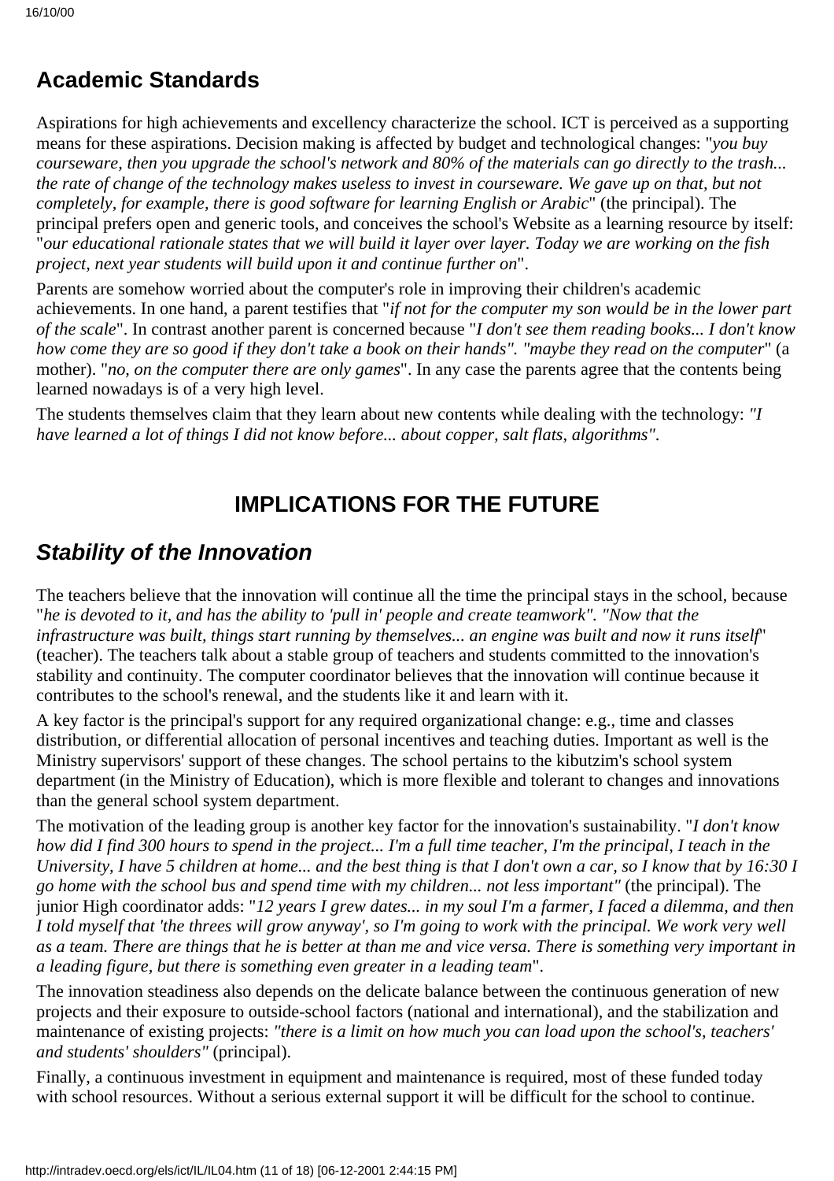## Academic Standards

Aspirations for high achievements and excellency characterize the school. ICT is perceived as a supporting means for these aspirations. Decision making is affected by budget and technological changes: "*you buy courseware, then you upgrade the school's network and 80% of the materials can go directly to the trash... the rate of change of the technology makes useless to invest in courseware. We gave up on that, but not completely, for example, there is good software for learning English or Arabic*" (the principal). The principal prefers open and generic tools, and conceives the school's Website as a learning resource by itself: "*our educational rationale states that we will build it layer over layer. Today we are working on the fish project, next year students will build upon it and continue further on*".

Parents are somehow worried about the computer's role in improving their children's academic achievements. In one hand, a parent testifies that "*if not for the computer my son would be in the lower part of the scale*". In contrast another parent is concerned because "*I don't see them reading books... I don't know how come they are so good if they don't take a book on their hands". "maybe they read on the computer*" (a mother). "*no, on the computer there are only games*". In any case the parents agree that the contents being learned nowadays is of a very high level.

The students themselves claim that they learn about new contents while dealing with the technology: *"I have learned a lot of things I did not know before... about copper, salt flats, algorithms"*.

# IMPLICATIONS FOR THE FUTURE

## *Stability of the Innovation*

The teachers believe that the innovation will continue all the time the principal stays in the school, because "*he is devoted to it, and has the ability to 'pull in' people and create teamwork". "Now that the infrastructure was built, things start running by themselves... an engine was built and now it runs itself*" (teacher). The teachers talk about a stable group of teachers and students committed to the innovation's stability and continuity. The computer coordinator believes that the innovation will continue because it contributes to the school's renewal, and the students like it and learn with it.

A key factor is the principal's support for any required organizational change: e.g., time and classes distribution, or differential allocation of personal incentives and teaching duties. Important as well is the Ministry supervisors' support of these changes. The school pertains to the kibutzim's school system department (in the Ministry of Education), which is more flexible and tolerant to changes and innovations than the general school system department.

The motivation of the leading group is another key factor for the innovation's sustainability. "*I don't know how did I find 300 hours to spend in the project... I'm a full time teacher, I'm the principal, I teach in the University, I have 5 children at home... and the best thing is that I don't own a car, so I know that by 16:30 I go home with the school bus and spend time with my children... not less important"* (the principal). The junior High coordinator adds: "*12 years I grew dates... in my soul I'm a farmer, I faced a dilemma, and then I told myself that 'the threes will grow anyway', so I'm going to work with the principal. We work very well as a team. There are things that he is better at than me and vice versa. There is something very important in a leading figure, but there is something even greater in a leading team*".

The innovation steadiness also depends on the delicate balance between the continuous generation of new projects and their exposure to outside-school factors (national and international), and the stabilization and maintenance of existing projects: *"there is a limit on how much you can load upon the school's, teachers' and students' shoulders"* (principal).

Finally, a continuous investment in equipment and maintenance is required, most of these funded today with school resources. Without a serious external support it will be difficult for the school to continue.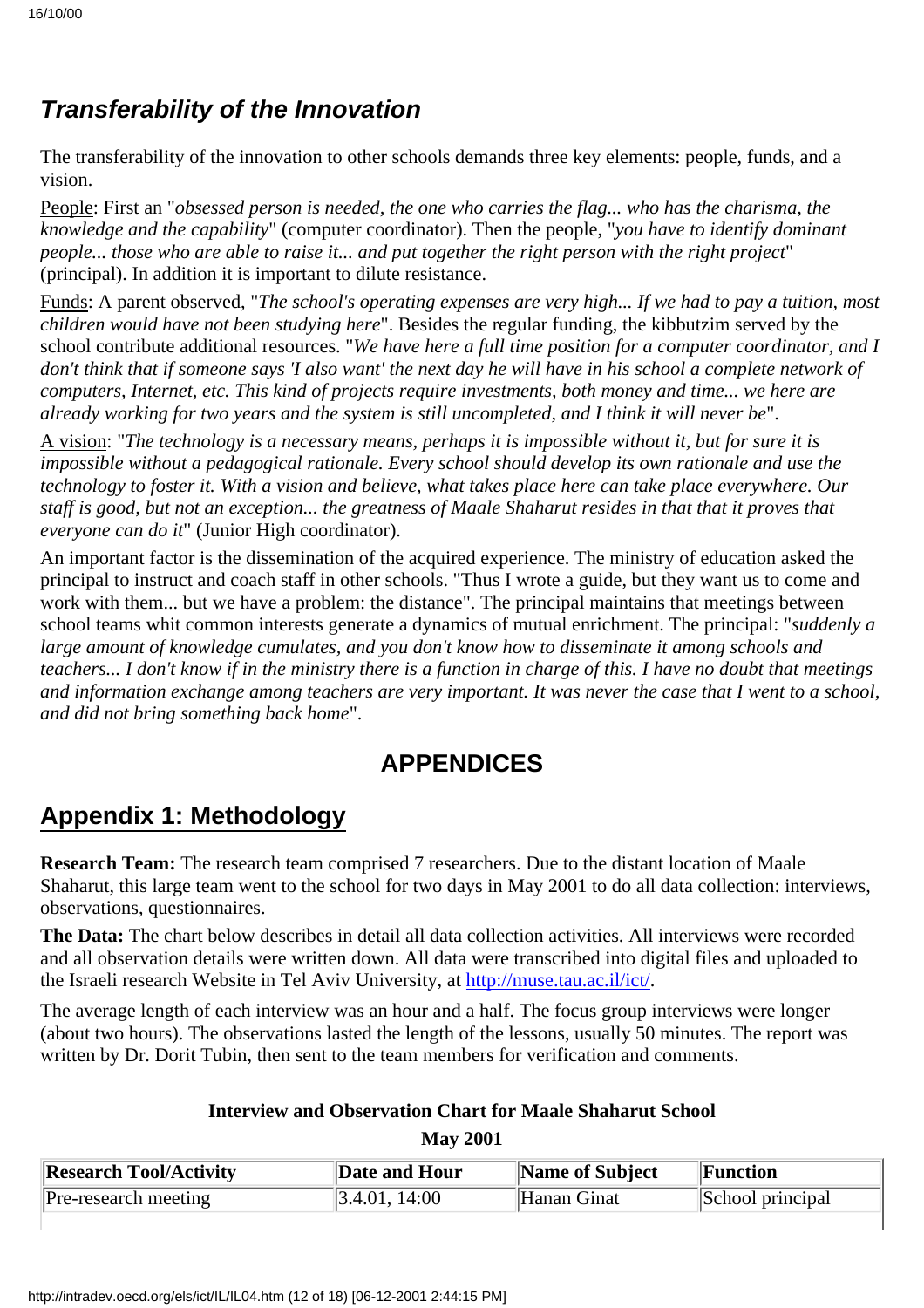## *Transferability of the Innovation*

The transferability of the innovation to other schools demands three key elements: people, funds, and a vision.

People: First an "*obsessed person is needed, the one who carries the flag... who has the charisma, the knowledge and the capability*" (computer coordinator). Then the people, "*you have to identify dominant people... those who are able to raise it... and put together the right person with the right project*" (principal). In addition it is important to dilute resistance.

Funds: A parent observed, "*The school's operating expenses are very high... If we had to pay a tuition, most children would have not been studying here*". Besides the regular funding, the kibbutzim served by the school contribute additional resources. "*We have here a full time position for a computer coordinator, and I don't think that if someone says 'I also want' the next day he will have in his school a complete network of computers, Internet, etc. This kind of projects require investments, both money and time... we here are already working for two years and the system is still uncompleted, and I think it will never be*".

A vision: "*The technology is a necessary means, perhaps it is impossible without it, but for sure it is impossible without a pedagogical rationale. Every school should develop its own rationale and use the technology to foster it. With a vision and believe, what takes place here can take place everywhere. Our staff is good, but not an exception... the greatness of Maale Shaharut resides in that that it proves that everyone can do it*" (Junior High coordinator).

An important factor is the dissemination of the acquired experience. The ministry of education asked the principal to instruct and coach staff in other schools. "Thus I wrote a guide, but they want us to come and work with them... but we have a problem: the distance". The principal maintains that meetings between school teams whit common interests generate a dynamics of mutual enrichment. The principal: "*suddenly a large amount of knowledge cumulates, and you don't know how to disseminate it among schools and teachers... I don't know if in the ministry there is a function in charge of this. I have no doubt that meetings and information exchange among teachers are very important. It was never the case that I went to a school, and did not bring something back home*".

# APPENDICES

## Appendix 1: Methodology

**Research Team:** The research team comprised 7 researchers. Due to the distant location of Maale Shaharut, this large team went to the school for two days in May 2001 to do all data collection: interviews, observations, questionnaires.

**The Data:** The chart below describes in detail all data collection activities. All interviews were recorded and all observation details were written down. All data were transcribed into digital files and uploaded to the Israeli research Website in Tel Aviv University, at http://muse.tau.ac.il/ict/.

The average length of each interview was an hour and a half. The focus group interviews were longer (about two hours). The observations lasted the length of the lessons, usually 50 minutes. The report was written by Dr. Dorit Tubin, then sent to the team members for verification and comments.

**Interview and Observation Chart for Maale Shaharut School**

**May 2001**

| Research Tool/Activity | Date and Hour | Name of Subject | Function |
|---|---|---|---|
| Pre-research meeting | 3.4.01, 14:00 | Hanan Ginat | School principal |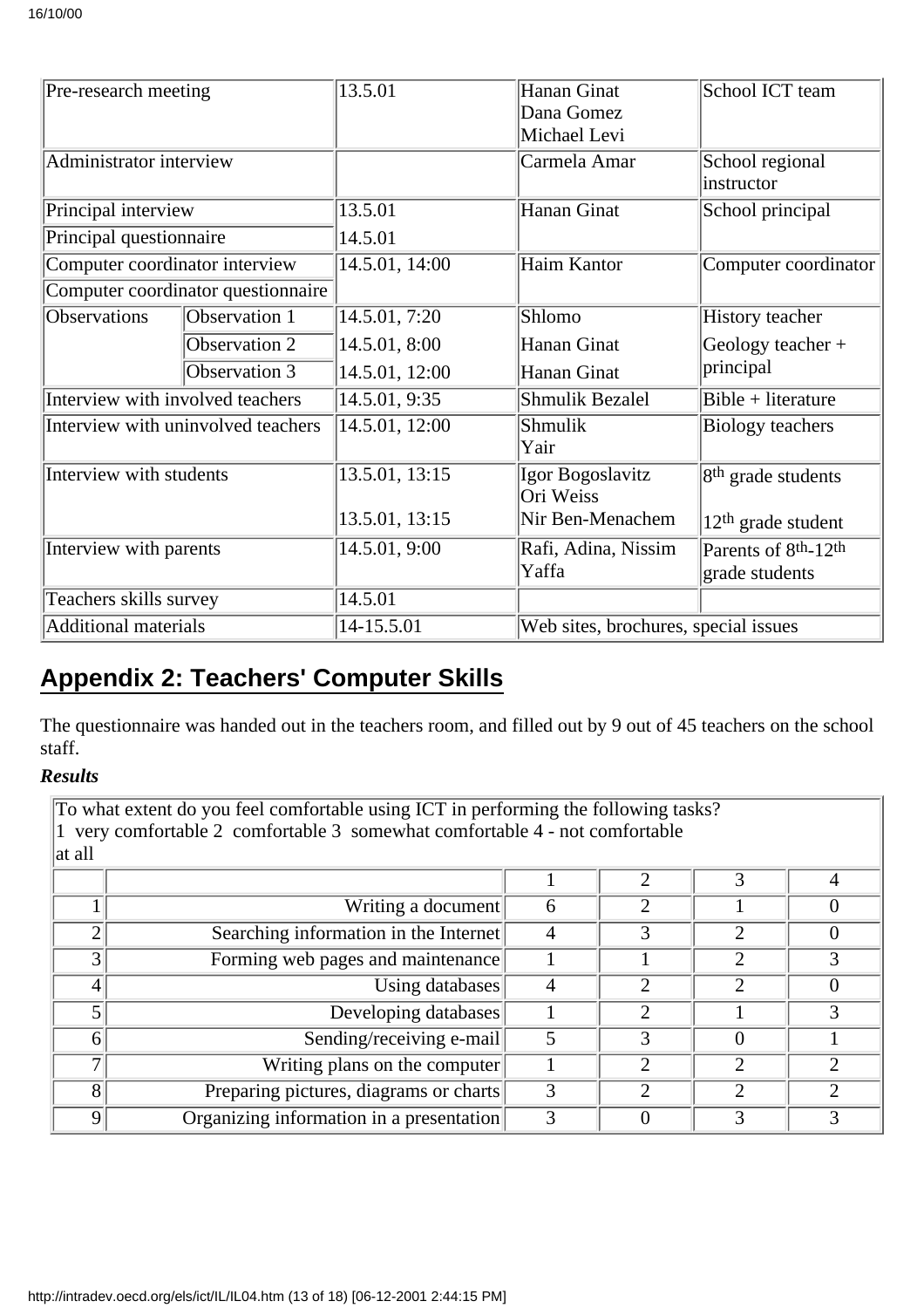| Pre-research meeting | | 13.5.01 | Hanan Ginat<br>Dana Gomez<br>Michael Levi | School ICT team |
|---|---|---|---|---|
| Administrator interview | | | Carmela Amar | School regional instructor |
| Principal interview | | 13.5.01 | Hanan Ginat | School principal |
| Principal questionnaire | | 14.5.01 | | |
| Computer coordinator interview | | 14.5.01, 14:00 | Haim Kantor | Computer coordinator |
| Computer coordinator questionnaire | | | | |
| Observations | Observation 1 | 14.5.01, 7:20 | Shlomo | History teacher |
| | Observation 2 | 14.5.01, 8:00 | Hanan Ginat | Geology teacher + principal |
| | Observation 3 | 14.5.01, 12:00 | Hanan Ginat | |
| Interview with involved teachers | | 14.5.01, 9:35 | Shmulik Bezalel | Bible + literature |
| Interview with uninvolved teachers | | 14.5.01, 12:00 | Shmulik<br>Yair | Biology teachers |
| Interview with students | | 13.5.01, 13:15<br><br>13.5.01, 13:15 | Igor Bogoslavitz<br>Ori Weiss<br>Nir Ben-Menachem | 8th grade students<br><br>12th grade student |
| Interview with parents | | 14.5.01, 9:00 | Rafi, Adina, Nissim<br>Yaffa | Parents of 8th-12th grade students |
| Teachers skills survey | | 14.5.01 | | |
| Additional materials | | 14-15.5.01 | Web sites, brochures, special issues | |

## Appendix 2: Teachers' Computer Skills

The questionnaire was handed out in the teachers room, and filled out by 9 out of 45 teachers on the school staff.

***Results***

To what extent do you feel comfortable using ICT in performing the following tasks?
1 very comfortable 2 comfortable 3 somewhat comfortable 4 - not comfortable at all

| | | 1 | 2 | 3 | 4 |
|---|---|---|---|---|---|
| 1 | Writing a document | 6 | 2 | 1 | 0 |
| 2 | Searching information in the Internet | 4 | 3 | 2 | 0 |
| 3 | Forming web pages and maintenance | 1 | 1 | 2 | 3 |
| 4 | Using databases | 4 | 2 | 2 | 0 |
| 5 | Developing databases | 1 | 2 | 1 | 3 |
| 6 | Sending/receiving e-mail | 5 | 3 | 0 | 1 |
| 7 | Writing plans on the computer | 1 | 2 | 2 | 2 |
| 8 | Preparing pictures, diagrams or charts | 3 | 2 | 2 | 2 |
| 9 | Organizing information in a presentation | 3 | 0 | 3 | 3 |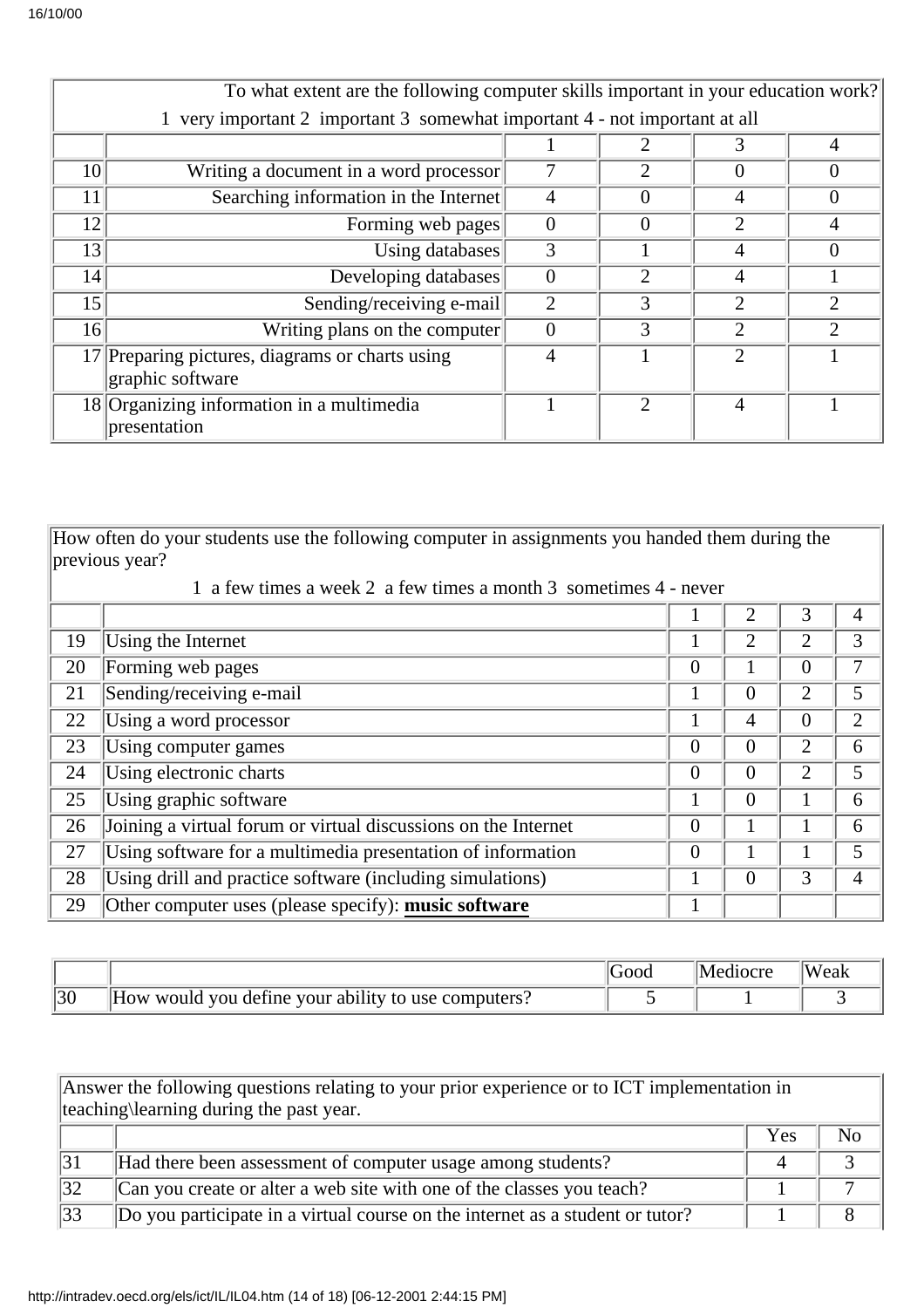| To what extent are the following computer skills important in your education work? 1 very important 2 important 3 somewhat important 4 - not important at all | | | | | |
|---|---|---|---|---|---|
| | | 1 | 2 | 3 | 4 |
| 10 | Writing a document in a word processor | 7 | 2 | 0 | 0 |
| 11 | Searching information in the Internet | 4 | 0 | 4 | 0 |
| 12 | Forming web pages | 0 | 0 | 2 | 4 |
| 13 | Using databases | 3 | 1 | 4 | 0 |
| 14 | Developing databases | 0 | 2 | 4 | 1 |
| 15 | Sending/receiving e-mail | 2 | 3 | 2 | 2 |
| 16 | Writing plans on the computer | 0 | 3 | 2 | 2 |
| 17 | Preparing pictures, diagrams or charts using graphic software | 4 | 1 | 2 | 1 |
| 18 | Organizing information in a multimedia presentation | 1 | 2 | 4 | 1 |

| How often do your students use the following computer in assignments you handed them during the previous year? 1 a few times a week 2 a few times a month 3 sometimes 4 - never | | | | | |
|---|---|---|---|---|---|
| | | 1 | 2 | 3 | 4 |
| 19 | Using the Internet | 1 | 2 | 2 | 3 |
| 20 | Forming web pages | 0 | 1 | 0 | 7 |
| 21 | Sending/receiving e-mail | 1 | 0 | 2 | 5 |
| 22 | Using a word processor | 1 | 4 | 0 | 2 |
| 23 | Using computer games | 0 | 0 | 2 | 6 |
| 24 | Using electronic charts | 0 | 0 | 2 | 5 |
| 25 | Using graphic software | 1 | 0 | 1 | 6 |
| 26 | Joining a virtual forum or virtual discussions on the Internet | 0 | 1 | 1 | 6 |
| 27 | Using software for a multimedia presentation of information | 0 | 1 | 1 | 5 |
| 28 | Using drill and practice software (including simulations) | 1 | 0 | 3 | 4 |
| 29 | Other computer uses (please specify): **music software** | 1 | | | |

| | | Good | Mediocre | Weak |
|---|---|---|---|---|
| 30 | How would you define your ability to use computers? | 5 | 1 | 3 |

| Answer the following questions relating to your prior experience or to ICT implementation in teaching\learning during the past year. | | | |
|---|---|---|---|
| | | Yes | No |
| 31 | Had there been assessment of computer usage among students? | 4 | 3 |
| 32 | Can you create or alter a web site with one of the classes you teach? | 1 | 7 |
| 33 | Do you participate in a virtual course on the internet as a student or tutor? | 1 | 8 |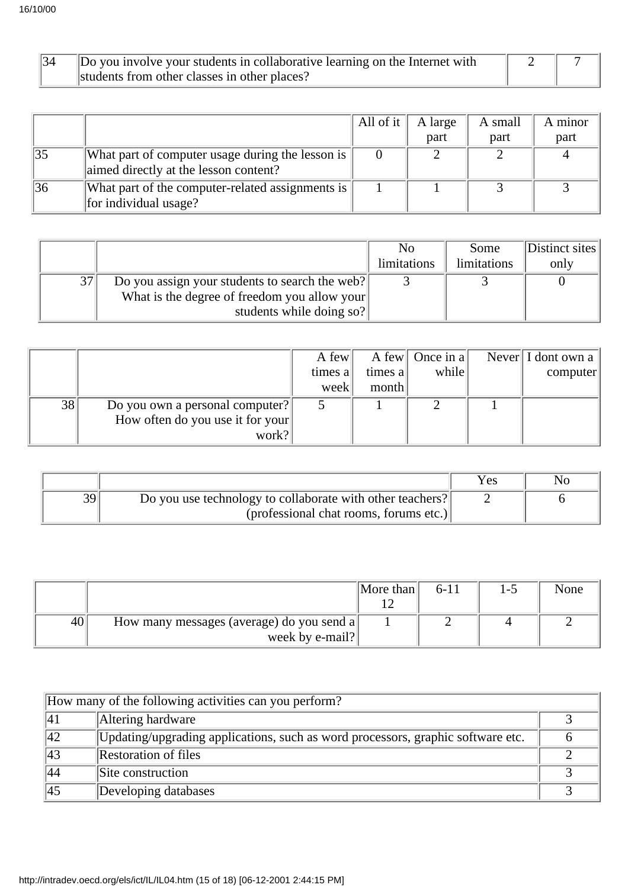| | | | |
|---|---|---|---|
| 34 | Do you involve your students in collaborative learning on the Internet with students from other classes in other places? | 2 | 7 |

| | | All of it | A large part | A small part | A minor part |
|---|---|---|---|---|---|
| 35 | What part of computer usage during the lesson is aimed directly at the lesson content? | 0 | 2 | 2 | 4 |
| 36 | What part of the computer-related assignments is for individual usage? | 1 | 1 | 3 | 3 |

| | | No limitations | Some limitations | Distinct sites only |
|---|---|---|---|---|
| 37 | Do you assign your students to search the web? What is the degree of freedom you allow your students while doing so? | 3 | 3 | 0 |

| | | A few times a week | A few times a month | Once in a while | Never | I dont own a computer |
|---|---|---|---|---|---|---|
| 38 | Do you own a personal computer? How often do you use it for your work? | 5 | 1 | 2 | 1 | |

| | | Yes | No |
|---|---|---|---|
| 39 | Do you use technology to collaborate with other teachers? (professional chat rooms, forums etc.) | 2 | 6 |

| | | More than 12 | 6-11 | 1-5 | None |
|---|---|---|---|---|---|
| 40 | How many messages (average) do you send a week by e-mail? | 1 | 2 | 4 | 2 |

| How many of the following activities can you perform? | | |
|---|---|---|
| 41 | Altering hardware | 3 |
| 42 | Updating/upgrading applications, such as word processors, graphic software etc. | 6 |
| 43 | Restoration of files | 2 |
| 44 | Site construction | 3 |
| 45 | Developing databases | 3 |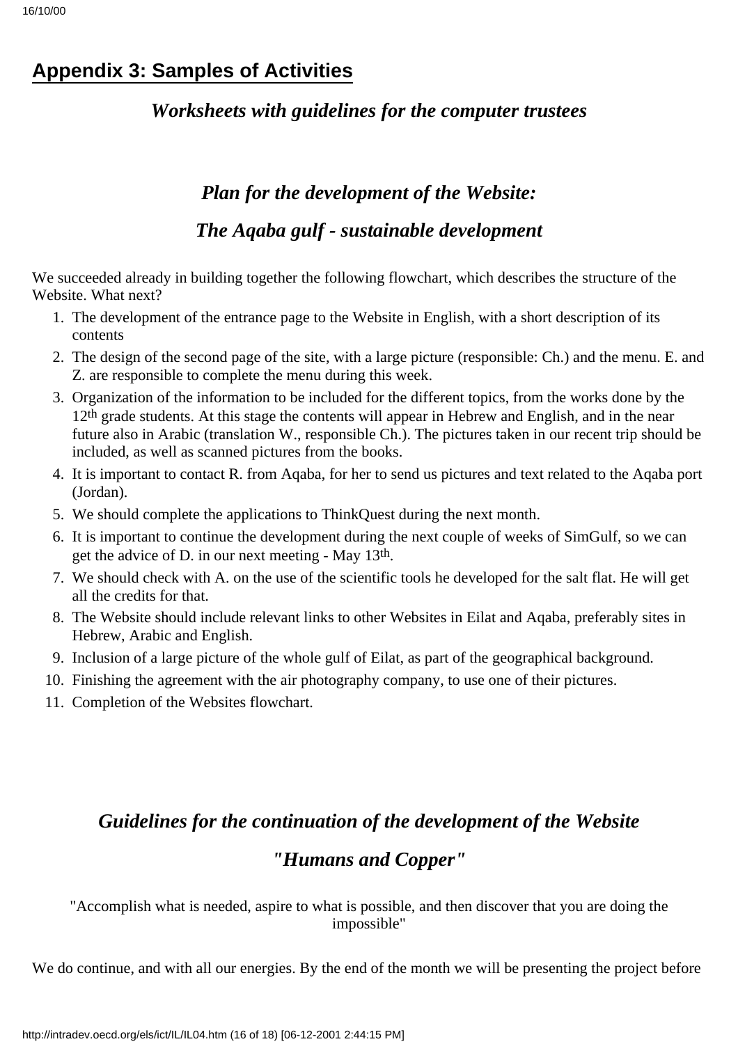## Appendix 3: Samples of Activities

### *Worksheets with guidelines for the computer trustees*

### *Plan for the development of the Website:*

### *The Aqaba gulf - sustainable development*

We succeeded already in building together the following flowchart, which describes the structure of the Website. What next?

1. The development of the entrance page to the Website in English, with a short description of its contents
2. The design of the second page of the site, with a large picture (responsible: Ch.) and the menu. E. and Z. are responsible to complete the menu during this week.
3. Organization of the information to be included for the different topics, from the works done by the 12th grade students. At this stage the contents will appear in Hebrew and English, and in the near future also in Arabic (translation W., responsible Ch.). The pictures taken in our recent trip should be included, as well as scanned pictures from the books.
4. It is important to contact R. from Aqaba, for her to send us pictures and text related to the Aqaba port (Jordan).
5. We should complete the applications to ThinkQuest during the next month.
6. It is important to continue the development during the next couple of weeks of SimGulf, so we can get the advice of D. in our next meeting - May 13th.
7. We should check with A. on the use of the scientific tools he developed for the salt flat. He will get all the credits for that.
8. The Website should include relevant links to other Websites in Eilat and Aqaba, preferably sites in Hebrew, Arabic and English.
9. Inclusion of a large picture of the whole gulf of Eilat, as part of the geographical background.
10. Finishing the agreement with the air photography company, to use one of their pictures.
11. Completion of the Websites flowchart.

### *Guidelines for the continuation of the development of the Website*

### *"Humans and Copper"*

"Accomplish what is needed, aspire to what is possible, and then discover that you are doing the impossible"

We do continue, and with all our energies. By the end of the month we will be presenting the project before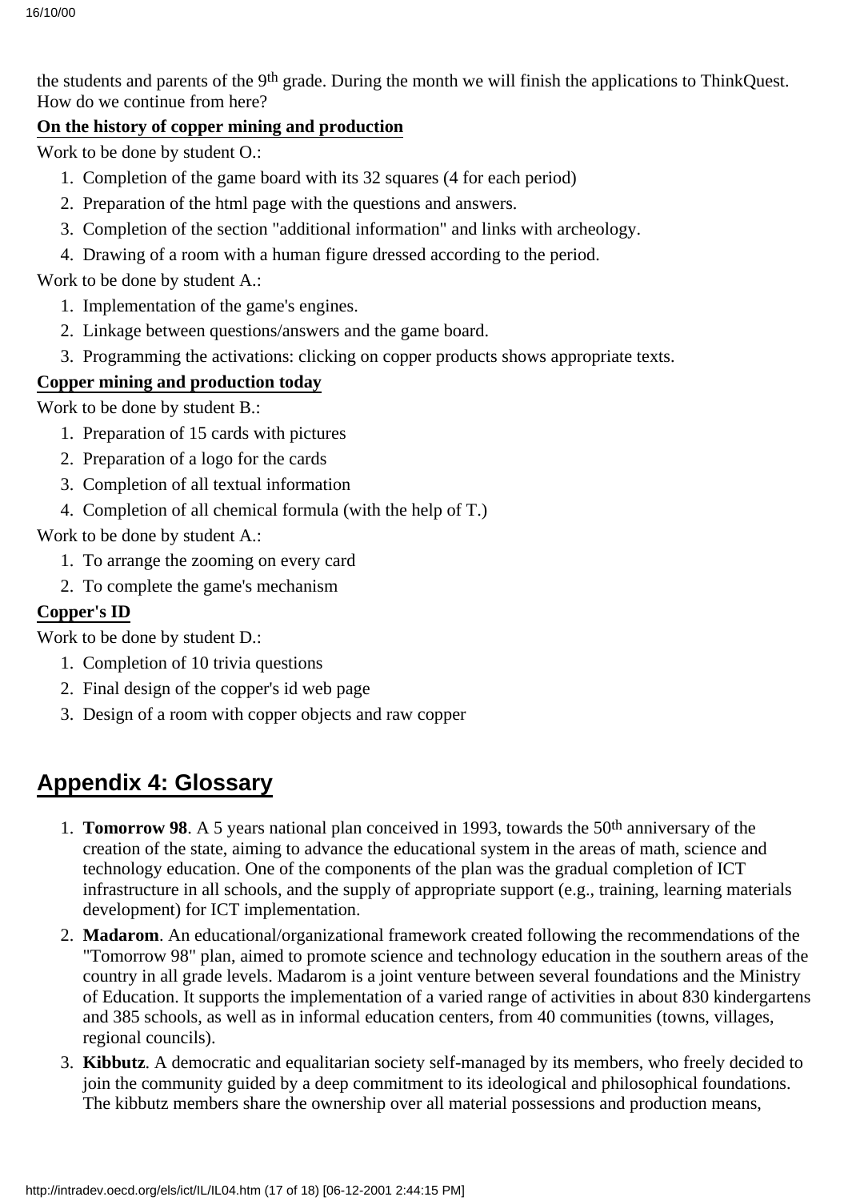the students and parents of the 9th grade. During the month we will finish the applications to ThinkQuest. How do we continue from here?

**On the history of copper mining and production**

Work to be done by student O.:

1. Completion of the game board with its 32 squares (4 for each period)
2. Preparation of the html page with the questions and answers.
3. Completion of the section "additional information" and links with archeology.
4. Drawing of a room with a human figure dressed according to the period.

Work to be done by student A.:

1. Implementation of the game's engines.
2. Linkage between questions/answers and the game board.
3. Programming the activations: clicking on copper products shows appropriate texts.

**Copper mining and production today**

Work to be done by student B.:

1. Preparation of 15 cards with pictures
2. Preparation of a logo for the cards
3. Completion of all textual information
4. Completion of all chemical formula (with the help of T.)

Work to be done by student A.:

1. To arrange the zooming on every card
2. To complete the game's mechanism

**Copper's ID**

Work to be done by student D.:

1. Completion of 10 trivia questions
2. Final design of the copper's id web page
3. Design of a room with copper objects and raw copper

## Appendix 4: Glossary

1. **Tomorrow 98**. A 5 years national plan conceived in 1993, towards the 50th anniversary of the creation of the state, aiming to advance the educational system in the areas of math, science and technology education. One of the components of the plan was the gradual completion of ICT infrastructure in all schools, and the supply of appropriate support (e.g., training, learning materials development) for ICT implementation.
2. **Madarom**. An educational/organizational framework created following the recommendations of the "Tomorrow 98" plan, aimed to promote science and technology education in the southern areas of the country in all grade levels. Madarom is a joint venture between several foundations and the Ministry of Education. It supports the implementation of a varied range of activities in about 830 kindergartens and 385 schools, as well as in informal education centers, from 40 communities (towns, villages, regional councils).
3. **Kibbutz**. A democratic and equalitarian society self-managed by its members, who freely decided to join the community guided by a deep commitment to its ideological and philosophical foundations. The kibbutz members share the ownership over all material possessions and production means,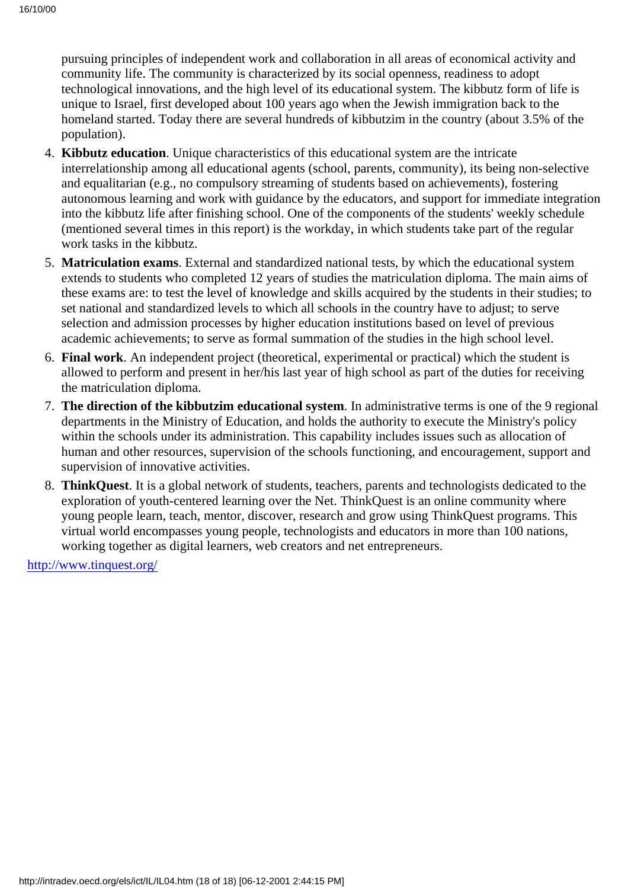pursuing principles of independent work and collaboration in all areas of economical activity and community life. The community is characterized by its social openness, readiness to adopt technological innovations, and the high level of its educational system. The kibbutz form of life is unique to Israel, first developed about 100 years ago when the Jewish immigration back to the homeland started. Today there are several hundreds of kibbutzim in the country (about 3.5% of the population).

4. **Kibbutz education**. Unique characteristics of this educational system are the intricate interrelationship among all educational agents (school, parents, community), its being non-selective and equalitarian (e.g., no compulsory streaming of students based on achievements), fostering autonomous learning and work with guidance by the educators, and support for immediate integration into the kibbutz life after finishing school. One of the components of the students' weekly schedule (mentioned several times in this report) is the workday, in which students take part of the regular work tasks in the kibbutz.
5. **Matriculation exams**. External and standardized national tests, by which the educational system extends to students who completed 12 years of studies the matriculation diploma. The main aims of these exams are: to test the level of knowledge and skills acquired by the students in their studies; to set national and standardized levels to which all schools in the country have to adjust; to serve selection and admission processes by higher education institutions based on level of previous academic achievements; to serve as formal summation of the studies in the high school level.
6. **Final work**. An independent project (theoretical, experimental or practical) which the student is allowed to perform and present in her/his last year of high school as part of the duties for receiving the matriculation diploma.
7. **The direction of the kibbutzim educational system**. In administrative terms is one of the 9 regional departments in the Ministry of Education, and holds the authority to execute the Ministry's policy within the schools under its administration. This capability includes issues such as allocation of human and other resources, supervision of the schools functioning, and encouragement, support and supervision of innovative activities.
8. **ThinkQuest**. It is a global network of students, teachers, parents and technologists dedicated to the exploration of youth-centered learning over the Net. ThinkQuest is an online community where young people learn, teach, mentor, discover, research and grow using ThinkQuest programs. This virtual world encompasses young people, technologists and educators in more than 100 nations, working together as digital learners, web creators and net entrepreneurs.

http://www.tinquest.org/